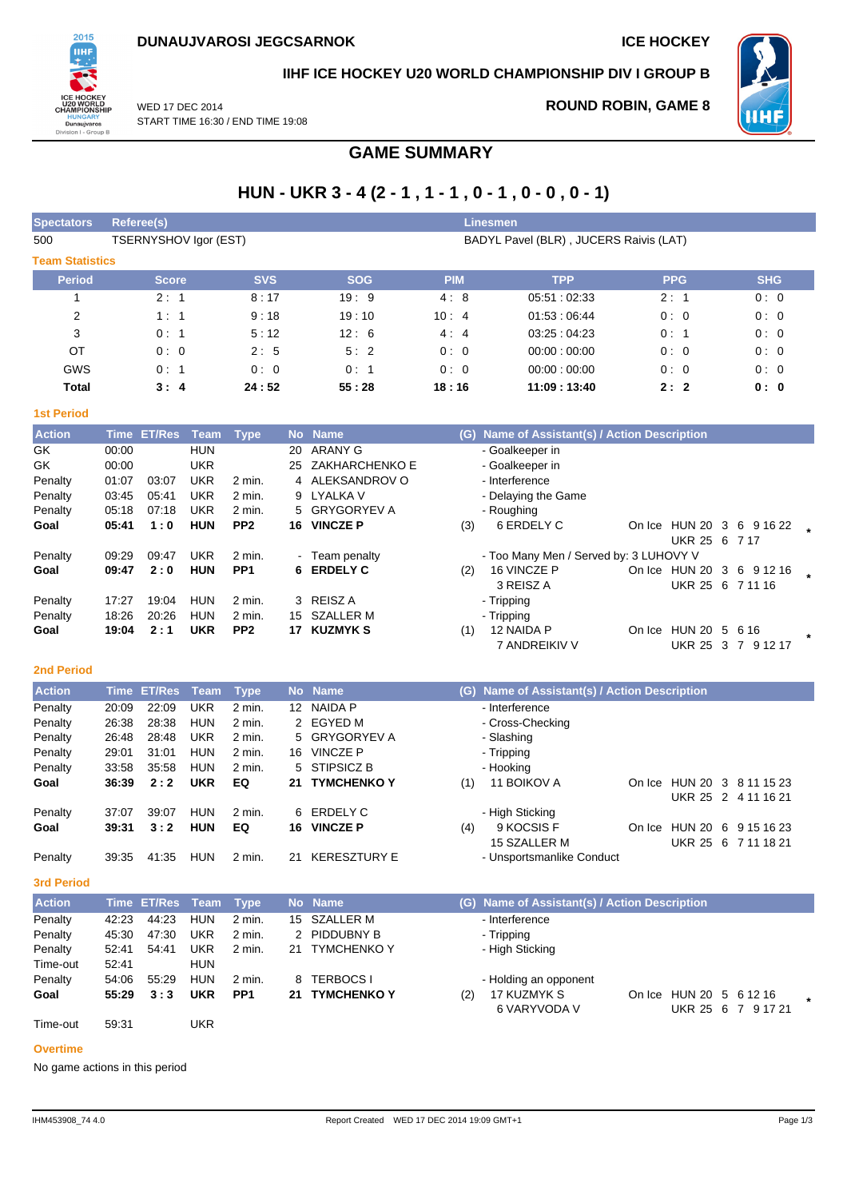**DUNAUJVAROSI JEGCSARNOK** | **ICE HOCKEY**

### IIHF ICE HOCKEY U20 WORLD CHAMPIONSHIP DIV I GROUP B

WED 17 DEC 2014
START TIME 16:30 / END TIME 19:08

**ROUND ROBIN, GAME 8**

## GAME SUMMARY

# HUN - UKR 3 - 4 (2 - 1 , 1 - 1 , 0 - 1 , 0 - 0 , 0 - 1)

| Spectators | Referee(s) | Linesmen |
|---|---|---|
| 500 | TSERNYSHOV Igor (EST) | BADYL Pavel (BLR) , JUCERS Raivis (LAT) |

### Team Statistics

| Period | Score | SVS | SOG | PIM | TPP | PPG | SHG |
|---|---|---|---|---|---|---|---|
| 1 | 2 : 1 | 8 : 17 | 19 : 9 | 4 : 8 | 05:51 : 02:33 | 2 : 1 | 0 : 0 |
| 2 | 1 : 1 | 9 : 18 | 19 : 10 | 10 : 4 | 01:53 : 06:44 | 0 : 0 | 0 : 0 |
| 3 | 0 : 1 | 5 : 12 | 12 : 6 | 4 : 4 | 03:25 : 04:23 | 0 : 1 | 0 : 0 |
| OT | 0 : 0 | 2 : 5 | 5 : 2 | 0 : 0 | 00:00 : 00:00 | 0 : 0 | 0 : 0 |
| GWS | 0 : 1 | 0 : 0 | 0 : 1 | 0 : 0 | 00:00 : 00:00 | 0 : 0 | 0 : 0 |
| **Total** | **3 : 4** | **24 : 52** | **55 : 28** | **18 : 16** | **11:09 : 13:40** | **2 : 2** | **0 : 0** |

### 1st Period

| Action | Time | ET/Res | Team | Type | No | Name | (G) | Name of Assistant(s) / Action Description | |
|---|---|---|---|---|---|---|---|---|---|
| GK | 00:00 | | HUN | | 20 | ARANY G | | - Goalkeeper in | |
| GK | 00:00 | | UKR | | 25 | ZAKHARCHENKO E | | - Goalkeeper in | |
| Penalty | 01:07 | 03:07 | UKR | 2 min. | 4 | ALEKSANDROV O | | - Interference | |
| Penalty | 03:45 | 05:41 | UKR | 2 min. | 9 | LYALKA V | | - Delaying the Game | |
| Penalty | 05:18 | 07:18 | UKR | 2 min. | 5 | GRYGORYEV A | | - Roughing | |
| **Goal** | **05:41** | **1 : 0** | **HUN** | **PP2** | **16** | **VINCZE P** | (3) | 6 ERDELY C | On Ice HUN 20 3 6 9 16 22 UKR 25 6 7 17 * |
| Penalty | 09:29 | 09:47 | UKR | 2 min. | - | Team penalty | | - Too Many Men / Served by: 3 LUHOVY V | |
| **Goal** | **09:47** | **2 : 0** | **HUN** | **PP1** | **6** | **ERDELY C** | (2) | 16 VINCZE P, 3 REISZ A | On Ice HUN 20 3 6 9 12 16 UKR 25 6 7 11 16 * |
| Penalty | 17:27 | 19:04 | HUN | 2 min. | 3 | REISZ A | | - Tripping | |
| Penalty | 18:26 | 20:26 | HUN | 2 min. | 15 | SZALLER M | | - Tripping | |
| **Goal** | **19:04** | **2 : 1** | **UKR** | **PP2** | **17** | **KUZMYK S** | (1) | 12 NAIDA P, 7 ANDREIKIV V | On Ice HUN 20 5 6 16 UKR 25 3 7 9 12 17 * |

### 2nd Period

| Action | Time | ET/Res | Team | Type | No | Name | (G) | Name of Assistant(s) / Action Description | |
|---|---|---|---|---|---|---|---|---|---|
| Penalty | 20:09 | 22:09 | UKR | 2 min. | 12 | NAIDA P | | - Interference | |
| Penalty | 26:38 | 28:38 | HUN | 2 min. | 2 | EGYED M | | - Cross-Checking | |
| Penalty | 26:48 | 28:48 | UKR | 2 min. | 5 | GRYGORYEV A | | - Slashing | |
| Penalty | 29:01 | 31:01 | HUN | 2 min. | 16 | VINCZE P | | - Tripping | |
| Penalty | 33:58 | 35:58 | HUN | 2 min. | 5 | STIPSICZ B | | - Hooking | |
| **Goal** | **36:39** | **2 : 2** | **UKR** | **EQ** | **21** | **TYMCHENKO Y** | (1) | 11 BOIKOV A | On Ice HUN 20 3 8 11 15 23 UKR 25 2 4 11 16 21 |
| Penalty | 37:07 | 39:07 | HUN | 2 min. | 6 | ERDELY C | | - High Sticking | |
| **Goal** | **39:31** | **3 : 2** | **HUN** | **EQ** | **16** | **VINCZE P** | (4) | 9 KOCSIS F, 15 SZALLER M | On Ice HUN 20 6 9 15 16 23 UKR 25 6 7 11 18 21 |
| Penalty | 39:35 | 41:35 | HUN | 2 min. | 21 | KERESZTURY E | | - Unsportsmanlike Conduct | |

### 3rd Period

| Action | Time | ET/Res | Team | Type | No | Name | (G) | Name of Assistant(s) / Action Description | |
|---|---|---|---|---|---|---|---|---|---|
| Penalty | 42:23 | 44:23 | HUN | 2 min. | 15 | SZALLER M | | - Interference | |
| Penalty | 45:30 | 47:30 | UKR | 2 min. | 2 | PIDDUBNY B | | - Tripping | |
| Penalty | 52:41 | 54:41 | UKR | 2 min. | 21 | TYMCHENKO Y | | - High Sticking | |
| Time-out | 52:41 | | HUN | | | | | | |
| Penalty | 54:06 | 55:29 | HUN | 2 min. | 8 | TERBOCS I | | - Holding an opponent | |
| **Goal** | **55:29** | **3 : 3** | **UKR** | **PP1** | **21** | **TYMCHENKO Y** | (2) | 17 KUZMYK S, 6 VARYVODA V | On Ice HUN 20 5 6 12 16 UKR 25 6 7 9 17 21 * |
| Time-out | 59:31 | | UKR | | | | | | |

### Overtime

No game actions in this period

IHM453908_74 4.0 | Report Created WED 17 DEC 2014 19:09 GMT+1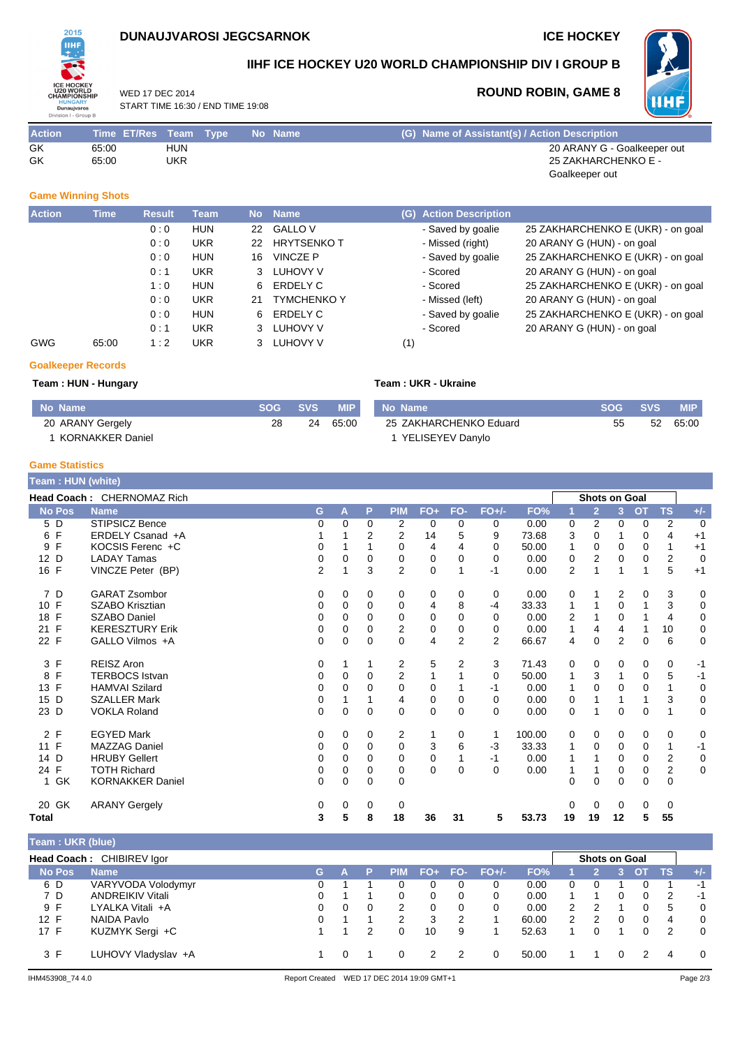# DUNAUJVAROSI JEGCSARNOK

ICE HOCKEY

## IIHF ICE HOCKEY U20 WORLD CHAMPIONSHIP DIV I GROUP B

WED 17 DEC 2014
START TIME 16:30 / END TIME 19:08

**ROUND ROBIN, GAME 8**

| Action | Time | ET/Res | Team | Type | No | Name | (G) | Name of Assistant(s) / Action Description |
|---|---|---|---|---|---|---|---|---|
| GK | 65:00 | | HUN | | | | | 20 ARANY G - Goalkeeper out |
| GK | 65:00 | | UKR | | | | | 25 ZAKHARCHENKO E - Goalkeeper out |

### Game Winning Shots

| Action | Time | Result | Team | No | Name | (G) | Action Description | |
|---|---|---|---|---|---|---|---|---|
| | | 0 : 0 | HUN | 22 | GALLO V | | - Saved by goalie | 25 ZAKHARCHENKO E (UKR) - on goal |
| | | 0 : 0 | UKR | 22 | HRYTSENKO T | | - Missed (right) | 20 ARANY G (HUN) - on goal |
| | | 0 : 0 | HUN | 16 | VINCZE P | | - Saved by goalie | 25 ZAKHARCHENKO E (UKR) - on goal |
| | | 0 : 1 | UKR | 3 | LUHOVY V | | - Scored | 20 ARANY G (HUN) - on goal |
| | | 1 : 0 | HUN | 6 | ERDELY C | | - Scored | 25 ZAKHARCHENKO E (UKR) - on goal |
| | | 0 : 0 | UKR | 21 | TYMCHENKO Y | | - Missed (left) | 20 ARANY G (HUN) - on goal |
| | | 0 : 0 | HUN | 6 | ERDELY C | | - Saved by goalie | 25 ZAKHARCHENKO E (UKR) - on goal |
| | | 0 : 1 | UKR | 3 | LUHOVY V | | - Scored | 20 ARANY G (HUN) - on goal |
| GWG | 65:00 | 1 : 2 | UKR | 3 | LUHOVY V | (1) | | |

### Goalkeeper Records

**Team : HUN - Hungary**

| No | Name | SOG | SVS | MIP |
|---|---|---|---|---|
| 20 | ARANY Gergely | 28 | 24 | 65:00 |
| 1 | KORNAKKER Daniel | | | |

**Team : UKR - Ukraine**

| No | Name | SOG | SVS | MIP |
|---|---|---|---|---|
| 25 | ZAKHARCHENKO Eduard | 55 | 52 | 65:00 |
| 1 | YELISEYEV Danylo | | | |

### Game Statistics

**Team : HUN (white)**

**Head Coach :** CHERNOMAZ Rich

| No | Pos | Name | G | A | P | PIM | FO+ | FO- | FO+/- | FO% | 1 | 2 | 3 | OT | TS | +/- |
|---|---|---|---|---|---|---|---|---|---|---|---|---|---|---|---|---|
| | | | | | | | | | | | Shots on Goal | | | | | |
| 5 | D | STIPSICZ Bence | 0 | 0 | 0 | 2 | 0 | 0 | 0 | 0.00 | 0 | 2 | 0 | 0 | 2 | 0 |
| 6 | F | ERDELY Csanad +A | 1 | 1 | 2 | 2 | 14 | 5 | 9 | 73.68 | 3 | 0 | 1 | 0 | 4 | +1 |
| 9 | F | KOCSIS Ferenc +C | 0 | 1 | 1 | 0 | 4 | 4 | 0 | 50.00 | 1 | 0 | 0 | 0 | 1 | +1 |
| 12 | D | LADAY Tamas | 0 | 0 | 0 | 0 | 0 | 0 | 0 | 0.00 | 0 | 2 | 0 | 0 | 2 | 0 |
| 16 | F | VINCZE Peter (BP) | 2 | 1 | 3 | 2 | 0 | 1 | -1 | 0.00 | 2 | 1 | 1 | 1 | 5 | +1 |
| 7 | D | GARAT Zsombor | 0 | 0 | 0 | 0 | 0 | 0 | 0 | 0.00 | 0 | 1 | 2 | 0 | 3 | 0 |
| 10 | F | SZABO Krisztian | 0 | 0 | 0 | 0 | 4 | 8 | -4 | 33.33 | 1 | 1 | 0 | 1 | 3 | 0 |
| 18 | F | SZABO Daniel | 0 | 0 | 0 | 0 | 0 | 0 | 0 | 0.00 | 2 | 1 | 0 | 1 | 4 | 0 |
| 21 | F | KERESZTURY Erik | 0 | 0 | 0 | 2 | 0 | 0 | 0 | 0.00 | 1 | 4 | 4 | 1 | 10 | 0 |
| 22 | F | GALLO Vilmos +A | 0 | 0 | 0 | 0 | 4 | 2 | 2 | 66.67 | 4 | 0 | 2 | 0 | 6 | 0 |
| 3 | F | REISZ Aron | 0 | 1 | 1 | 2 | 5 | 2 | 3 | 71.43 | 0 | 0 | 0 | 0 | 0 | -1 |
| 8 | F | TERBOCS Istvan | 0 | 0 | 0 | 2 | 1 | 1 | 0 | 50.00 | 1 | 3 | 1 | 0 | 5 | -1 |
| 13 | F | HAMVAI Szilard | 0 | 0 | 0 | 0 | 0 | 1 | -1 | 0.00 | 1 | 0 | 0 | 0 | 1 | 0 |
| 15 | D | SZALLER Mark | 0 | 1 | 1 | 4 | 0 | 0 | 0 | 0.00 | 0 | 1 | 1 | 1 | 3 | 0 |
| 23 | D | VOKLA Roland | 0 | 0 | 0 | 0 | 0 | 0 | 0 | 0.00 | 0 | 1 | 0 | 0 | 1 | 0 |
| 2 | F | EGYED Mark | 0 | 0 | 0 | 2 | 1 | 0 | 1 | 100.00 | 0 | 0 | 0 | 0 | 0 | 0 |
| 11 | F | MAZZAG Daniel | 0 | 0 | 0 | 0 | 3 | 6 | -3 | 33.33 | 1 | 0 | 0 | 0 | 1 | -1 |
| 14 | D | HRUBY Gellert | 0 | 0 | 0 | 0 | 0 | 1 | -1 | 0.00 | 1 | 1 | 0 | 0 | 2 | 0 |
| 24 | F | TOTH Richard | 0 | 0 | 0 | 0 | 0 | 0 | 0 | 0.00 | 1 | 1 | 0 | 0 | 2 | 0 |
| 1 | GK | KORNAKKER Daniel | 0 | 0 | 0 | 0 | | | | | 0 | 0 | 0 | 0 | 0 | |
| 20 | GK | ARANY Gergely | 0 | 0 | 0 | 0 | | | | | 0 | 0 | 0 | 0 | 0 | |
| **Total** | | | **3** | **5** | **8** | **18** | **36** | **31** | **5** | **53.73** | **19** | **19** | **12** | **5** | **55** | |

**Team : UKR (blue)**

**Head Coach :** CHIBIREV Igor

| No | Pos | Name | G | A | P | PIM | FO+ | FO- | FO+/- | FO% | 1 | 2 | 3 | OT | TS | +/- |
|---|---|---|---|---|---|---|---|---|---|---|---|---|---|---|---|---|
| | | | | | | | | | | | Shots on Goal | | | | | |
| 6 | D | VARYVODA Volodymyr | 0 | 1 | 1 | 0 | 0 | 0 | 0 | 0.00 | 0 | 0 | 1 | 0 | 1 | -1 |
| 7 | D | ANDREIKIV Vitali | 0 | 1 | 1 | 0 | 0 | 0 | 0 | 0.00 | 1 | 1 | 0 | 0 | 2 | -1 |
| 9 | F | LYALKA Vitali +A | 0 | 0 | 0 | 2 | 0 | 0 | 0 | 0.00 | 2 | 2 | 1 | 0 | 5 | 0 |
| 12 | F | NAIDA Pavlo | 0 | 1 | 1 | 2 | 3 | 2 | 1 | 60.00 | 2 | 2 | 0 | 0 | 4 | 0 |
| 17 | F | KUZMYK Sergi +C | 1 | 1 | 2 | 0 | 10 | 9 | 1 | 52.63 | 1 | 0 | 1 | 0 | 2 | 0 |
| 3 | F | LUHOVY Vladyslav +A | 1 | 0 | 1 | 0 | 2 | 2 | 0 | 50.00 | 1 | 1 | 0 | 2 | 4 | 0 |

IHM453908_74 4.0 Report Created WED 17 DEC 2014 19:09 GMT+1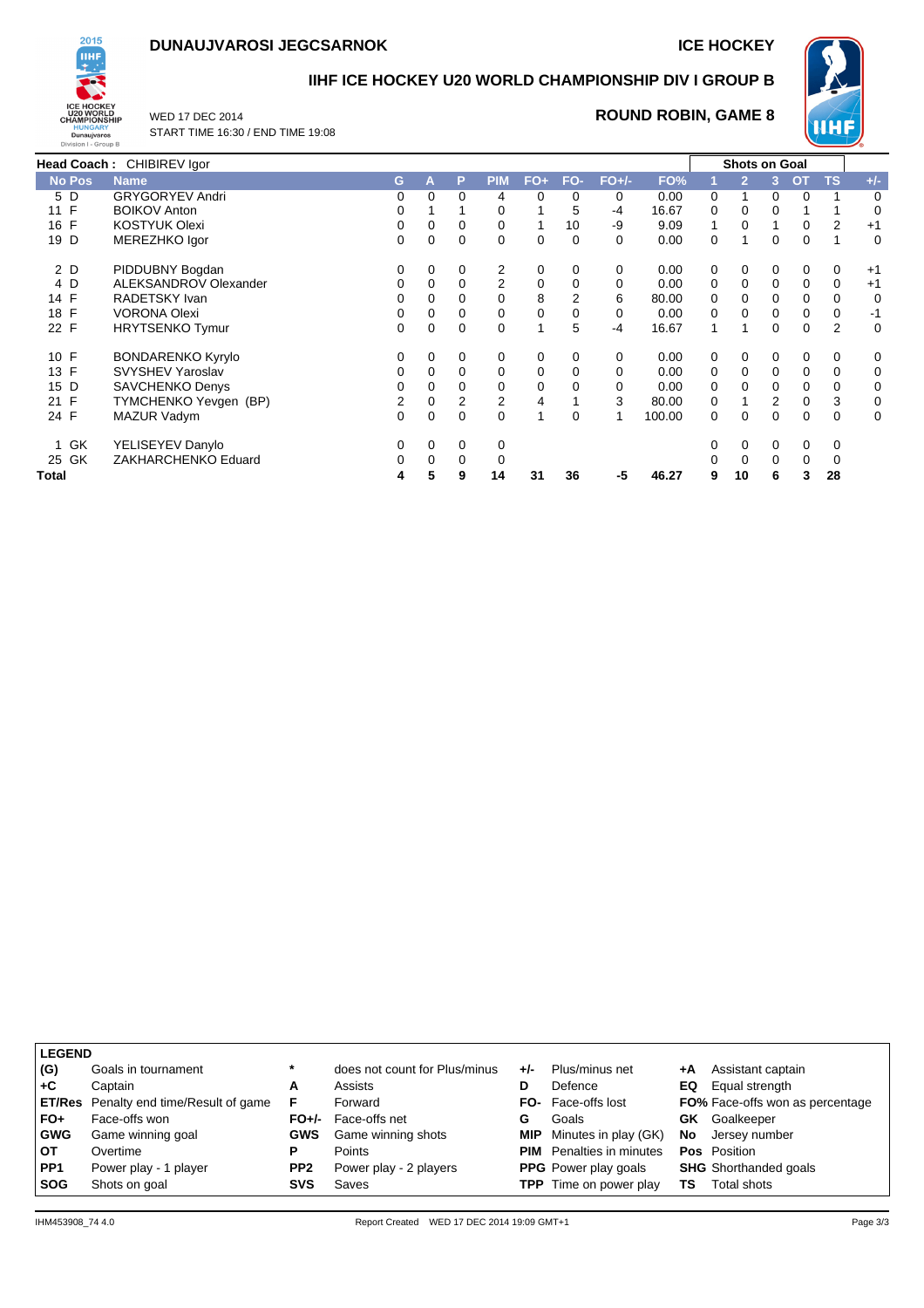# DUNAUJVAROSI JEGCSARNOK

ICE HOCKEY

## IIHF ICE HOCKEY U20 WORLD CHAMPIONSHIP DIV I GROUP B

WED 17 DEC 2014
START TIME 16:30 / END TIME 19:08

**ROUND ROBIN, GAME 8**

**Head Coach :** CHIBIREV Igor

| No | Pos | Name | G | A | P | PIM | FO+ | FO- | FO+/- | FO% | Shots on Goal 1 | 2 | 3 | OT | TS | +/- |
|---|---|---|---|---|---|---|---|---|---|---|---|---|---|---|---|---|
| 5 | D | GRYGORYEV Andri | 0 | 0 | 0 | 4 | 0 | 0 | 0 | 0.00 | 0 | 1 | 0 | 0 | 1 | 0 |
| 11 | F | BOIKOV Anton | 0 | 1 | 1 | 0 | 1 | 5 | -4 | 16.67 | 0 | 0 | 0 | 1 | 1 | 0 |
| 16 | F | KOSTYUK Olexi | 0 | 0 | 0 | 0 | 1 | 10 | -9 | 9.09 | 1 | 0 | 1 | 0 | 2 | +1 |
| 19 | D | MEREZHKO Igor | 0 | 0 | 0 | 0 | 0 | 0 | 0 | 0.00 | 0 | 1 | 0 | 0 | 1 | 0 |
| 2 | D | PIDDUBNY Bogdan | 0 | 0 | 0 | 2 | 0 | 0 | 0 | 0.00 | 0 | 0 | 0 | 0 | 0 | +1 |
| 4 | D | ALEKSANDROV Olexander | 0 | 0 | 0 | 2 | 0 | 0 | 0 | 0.00 | 0 | 0 | 0 | 0 | 0 | +1 |
| 14 | F | RADETSKY Ivan | 0 | 0 | 0 | 0 | 8 | 2 | 6 | 80.00 | 0 | 0 | 0 | 0 | 0 | 0 |
| 18 | F | VORONA Olexi | 0 | 0 | 0 | 0 | 0 | 0 | 0 | 0.00 | 0 | 0 | 0 | 0 | 0 | -1 |
| 22 | F | HRYTSENKO Tymur | 0 | 0 | 0 | 0 | 1 | 5 | -4 | 16.67 | 1 | 1 | 0 | 0 | 2 | 0 |
| 10 | F | BONDARENKO Kyrylo | 0 | 0 | 0 | 0 | 0 | 0 | 0 | 0.00 | 0 | 0 | 0 | 0 | 0 | 0 |
| 13 | F | SVYSHEV Yaroslav | 0 | 0 | 0 | 0 | 0 | 0 | 0 | 0.00 | 0 | 0 | 0 | 0 | 0 | 0 |
| 15 | D | SAVCHENKO Denys | 0 | 0 | 0 | 0 | 0 | 0 | 0 | 0.00 | 0 | 0 | 0 | 0 | 0 | 0 |
| 21 | F | TYMCHENKO Yevgen (BP) | 2 | 0 | 2 | 2 | 4 | 1 | 3 | 80.00 | 0 | 1 | 2 | 0 | 3 | 0 |
| 24 | F | MAZUR Vadym | 0 | 0 | 0 | 0 | 1 | 0 | 1 | 100.00 | 0 | 0 | 0 | 0 | 0 | 0 |
| 1 | GK | YELISEYEV Danylo | 0 | 0 | 0 | 0 | | | | | 0 | 0 | 0 | 0 | 0 | |
| 25 | GK | ZAKHARCHENKO Eduard | 0 | 0 | 0 | 0 | | | | | 0 | 0 | 0 | 0 | 0 | |
| **Total** | | | **4** | **5** | **9** | **14** | **31** | **36** | **-5** | **46.27** | **9** | **10** | **6** | **3** | **28** | |

| LEGEND | | | | | | | |
|---|---|---|---|---|---|---|---|
| (G) | Goals in tournament | * | does not count for Plus/minus | +/- | Plus/minus net | +A | Assistant captain |
| +C | Captain | A | Assists | D | Defence | EQ | Equal strength |
| ET/Res | Penalty end time/Result of game | F | Forward | FO- | Face-offs lost | FO% | Face-offs won as percentage |
| FO+ | Face-offs won | FO+/- | Face-offs net | G | Goals | GK | Goalkeeper |
| GWG | Game winning goal | GWS | Game winning shots | MIP | Minutes in play (GK) | No | Jersey number |
| OT | Overtime | P | Points | PIM | Penalties in minutes | Pos | Position |
| PP1 | Power play - 1 player | PP2 | Power play - 2 players | PPG | Power play goals | SHG | Shorthanded goals |
| SOG | Shots on goal | SVS | Saves | TPP | Time on power play | TS | Total shots |

IHM453908_74 4.0 Report Created WED 17 DEC 2014 19:09 GMT+1